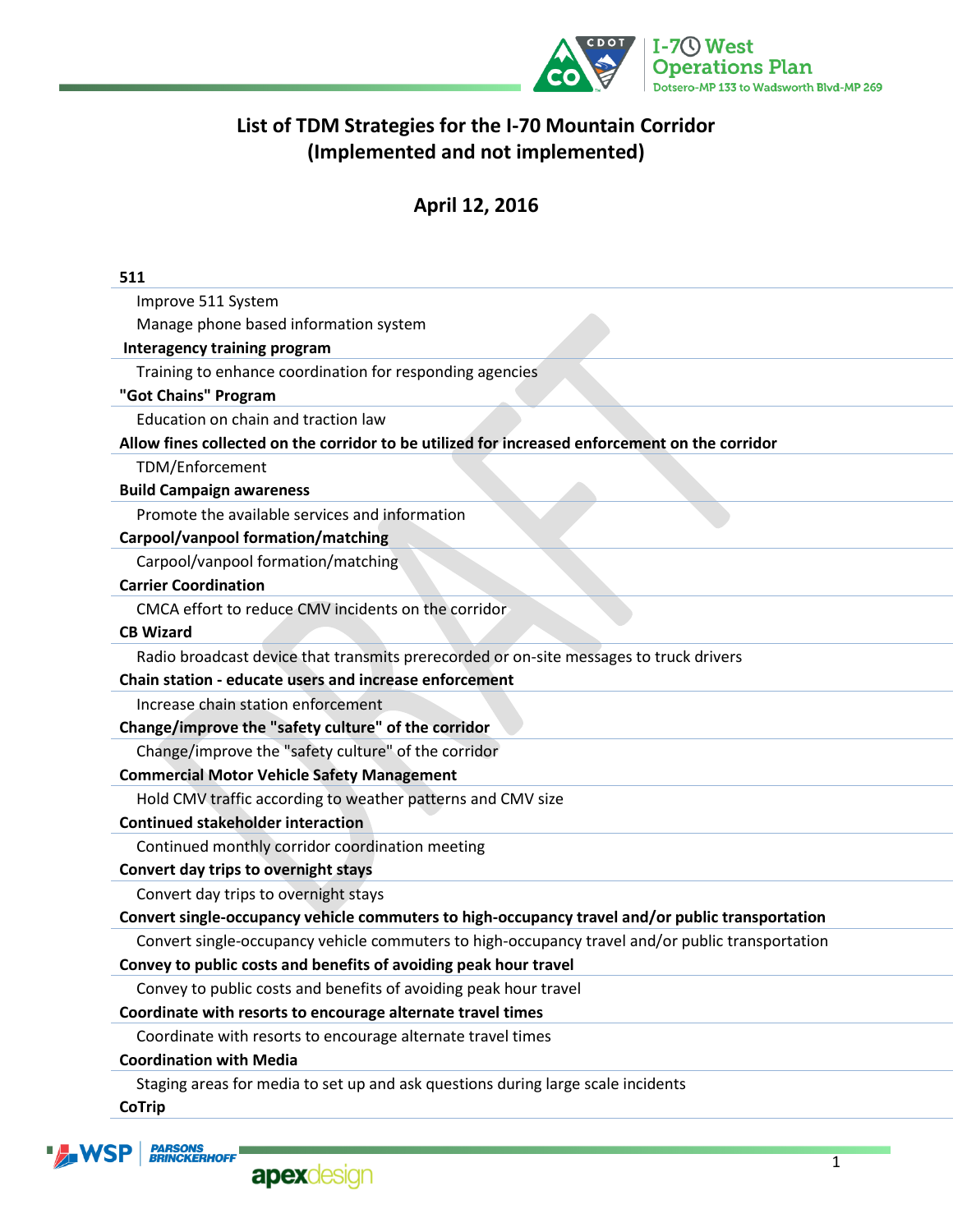# List of TDM Strategies for the I-70 Mountain Corridor
# (Implemented and not implemented)

## April 12, 2016

**511**

- Improve 511 System
- Manage phone based information system

**Interagency training program**

- Training to enhance coordination for responding agencies

**"Got Chains" Program**

- Education on chain and traction law

**Allow fines collected on the corridor to be utilized for increased enforcement on the corridor**

- TDM/Enforcement

**Build Campaign awareness**

- Promote the available services and information

**Carpool/vanpool formation/matching**

- Carpool/vanpool formation/matching

**Carrier Coordination**

- CMCA effort to reduce CMV incidents on the corridor

**CB Wizard**

- Radio broadcast device that transmits prerecorded or on-site messages to truck drivers

**Chain station - educate users and increase enforcement**

- Increase chain station enforcement

**Change/improve the "safety culture" of the corridor**

- Change/improve the "safety culture" of the corridor

**Commercial Motor Vehicle Safety Management**

- Hold CMV traffic according to weather patterns and CMV size

**Continued stakeholder interaction**

- Continued monthly corridor coordination meeting

**Convert day trips to overnight stays**

- Convert day trips to overnight stays

**Convert single-occupancy vehicle commuters to high-occupancy travel and/or public transportation**

- Convert single-occupancy vehicle commuters to high-occupancy travel and/or public transportation

**Convey to public costs and benefits of avoiding peak hour travel**

- Convey to public costs and benefits of avoiding peak hour travel

**Coordinate with resorts to encourage alternate travel times**

- Coordinate with resorts to encourage alternate travel times

**Coordination with Media**

- Staging areas for media to set up and ask questions during large scale incidents

**CoTrip**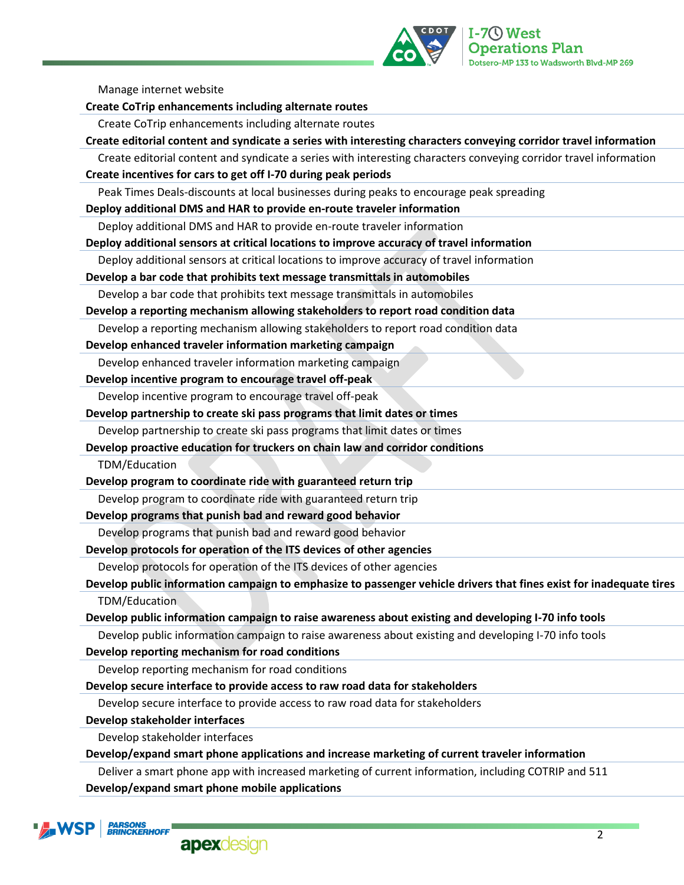Manage internet website

**Create CoTrip enhancements including alternate routes**

Create CoTrip enhancements including alternate routes

**Create editorial content and syndicate a series with interesting characters conveying corridor travel information**

Create editorial content and syndicate a series with interesting characters conveying corridor travel information

**Create incentives for cars to get off I-70 during peak periods**

Peak Times Deals-discounts at local businesses during peaks to encourage peak spreading

**Deploy additional DMS and HAR to provide en-route traveler information**

Deploy additional DMS and HAR to provide en-route traveler information

**Deploy additional sensors at critical locations to improve accuracy of travel information**

Deploy additional sensors at critical locations to improve accuracy of travel information

**Develop a bar code that prohibits text message transmittals in automobiles**

Develop a bar code that prohibits text message transmittals in automobiles

**Develop a reporting mechanism allowing stakeholders to report road condition data**

Develop a reporting mechanism allowing stakeholders to report road condition data

**Develop enhanced traveler information marketing campaign**

Develop enhanced traveler information marketing campaign

**Develop incentive program to encourage travel off-peak**

Develop incentive program to encourage travel off-peak

**Develop partnership to create ski pass programs that limit dates or times**

Develop partnership to create ski pass programs that limit dates or times

**Develop proactive education for truckers on chain law and corridor conditions**

TDM/Education

**Develop program to coordinate ride with guaranteed return trip**

Develop program to coordinate ride with guaranteed return trip

**Develop programs that punish bad and reward good behavior**

Develop programs that punish bad and reward good behavior

**Develop protocols for operation of the ITS devices of other agencies**

Develop protocols for operation of the ITS devices of other agencies

**Develop public information campaign to emphasize to passenger vehicle drivers that fines exist for inadequate tires**

TDM/Education

**Develop public information campaign to raise awareness about existing and developing I-70 info tools**

Develop public information campaign to raise awareness about existing and developing I-70 info tools

**Develop reporting mechanism for road conditions**

Develop reporting mechanism for road conditions

**Develop secure interface to provide access to raw road data for stakeholders**

Develop secure interface to provide access to raw road data for stakeholders

**Develop stakeholder interfaces**

Develop stakeholder interfaces

**Develop/expand smart phone applications and increase marketing of current traveler information**

Deliver a smart phone app with increased marketing of current information, including COTRIP and 511

**Develop/expand smart phone mobile applications**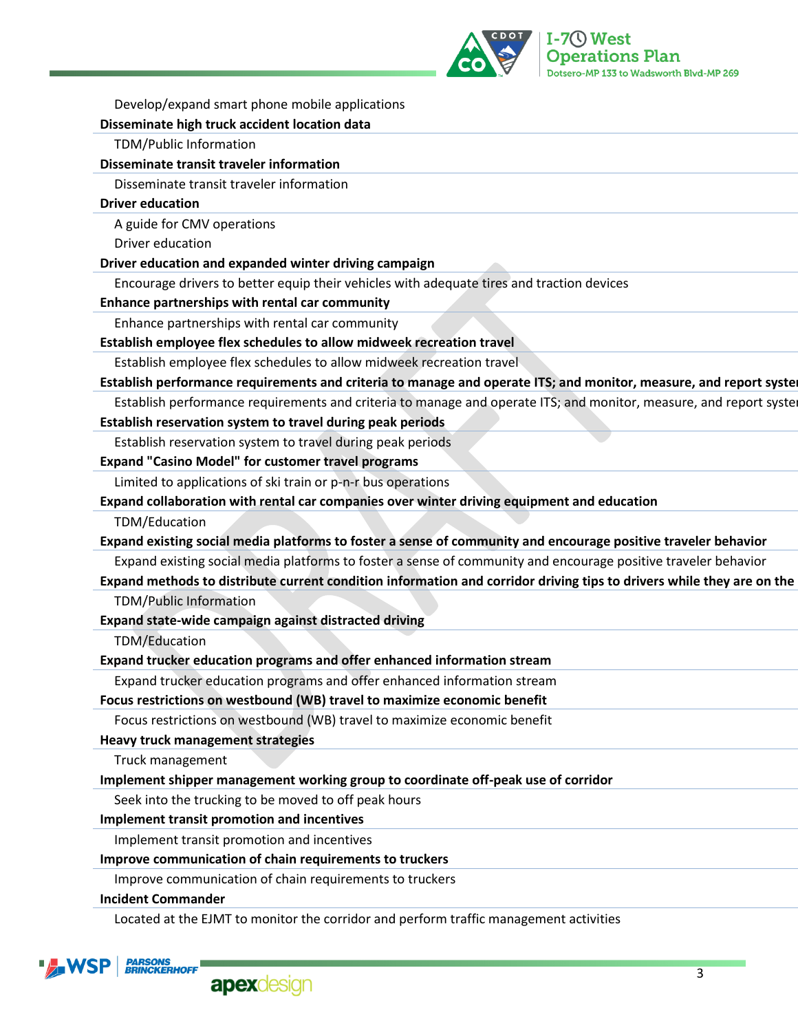Develop/expand smart phone mobile applications

**Disseminate high truck accident location data**

TDM/Public Information

**Disseminate transit traveler information**

Disseminate transit traveler information

**Driver education**

A guide for CMV operations

Driver education

**Driver education and expanded winter driving campaign**

Encourage drivers to better equip their vehicles with adequate tires and traction devices

**Enhance partnerships with rental car community**

Enhance partnerships with rental car community

**Establish employee flex schedules to allow midweek recreation travel**

Establish employee flex schedules to allow midweek recreation travel

**Establish performance requirements and criteria to manage and operate ITS; and monitor, measure, and report syste**

Establish performance requirements and criteria to manage and operate ITS; and monitor, measure, and report syste

**Establish reservation system to travel during peak periods**

Establish reservation system to travel during peak periods

**Expand "Casino Model" for customer travel programs**

Limited to applications of ski train or p-n-r bus operations

**Expand collaboration with rental car companies over winter driving equipment and education**

TDM/Education

**Expand existing social media platforms to foster a sense of community and encourage positive traveler behavior**

Expand existing social media platforms to foster a sense of community and encourage positive traveler behavior

**Expand methods to distribute current condition information and corridor driving tips to drivers while they are on the**

TDM/Public Information

**Expand state-wide campaign against distracted driving**

TDM/Education

**Expand trucker education programs and offer enhanced information stream**

Expand trucker education programs and offer enhanced information stream

**Focus restrictions on westbound (WB) travel to maximize economic benefit**

Focus restrictions on westbound (WB) travel to maximize economic benefit

**Heavy truck management strategies**

Truck management

**Implement shipper management working group to coordinate off-peak use of corridor**

Seek into the trucking to be moved to off peak hours

**Implement transit promotion and incentives**

Implement transit promotion and incentives

**Improve communication of chain requirements to truckers**

Improve communication of chain requirements to truckers

**Incident Commander**

Located at the EJMT to monitor the corridor and perform traffic management activities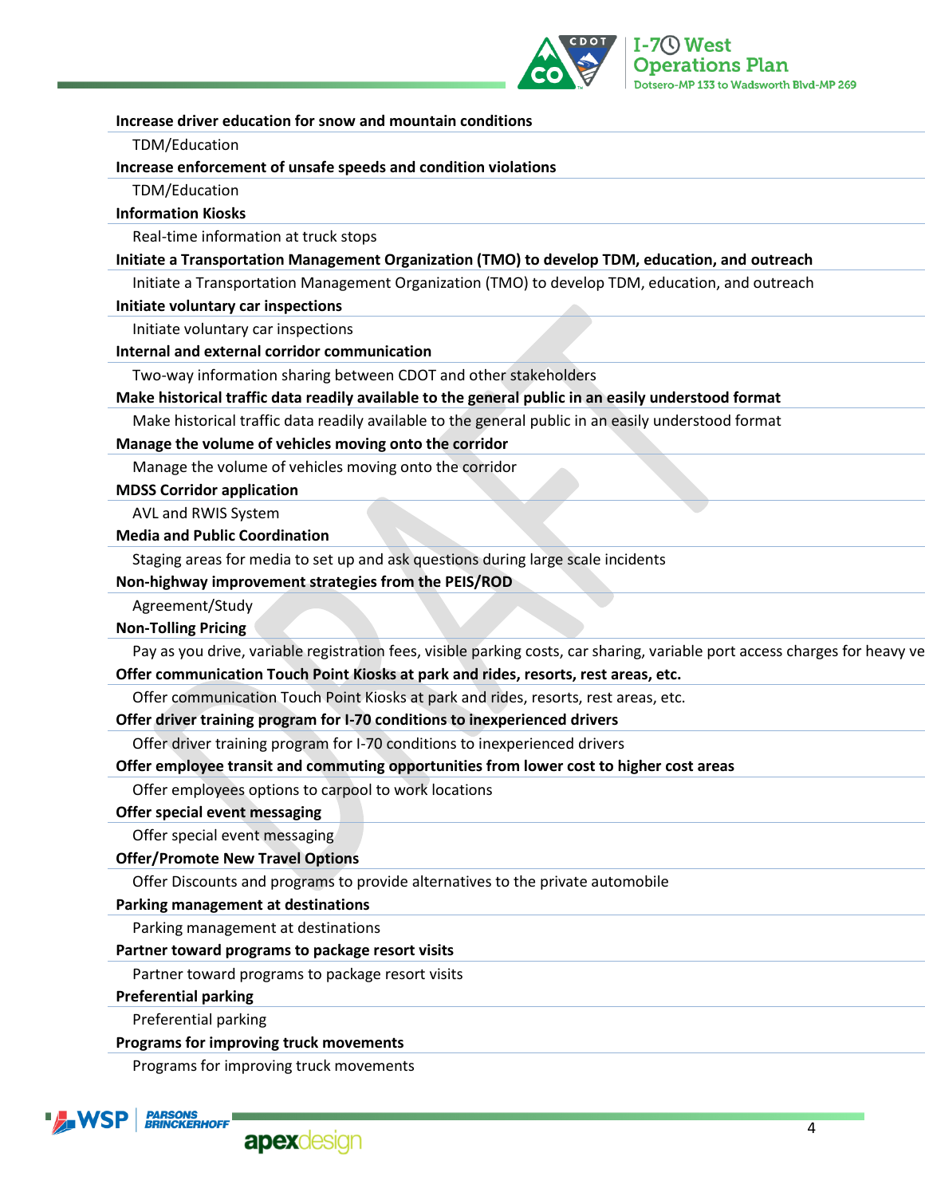**Increase driver education for snow and mountain conditions**

TDM/Education

**Increase enforcement of unsafe speeds and condition violations**

TDM/Education

**Information Kiosks**

Real-time information at truck stops

**Initiate a Transportation Management Organization (TMO) to develop TDM, education, and outreach**

Initiate a Transportation Management Organization (TMO) to develop TDM, education, and outreach

**Initiate voluntary car inspections**

Initiate voluntary car inspections

**Internal and external corridor communication**

Two-way information sharing between CDOT and other stakeholders

**Make historical traffic data readily available to the general public in an easily understood format**

Make historical traffic data readily available to the general public in an easily understood format

**Manage the volume of vehicles moving onto the corridor**

Manage the volume of vehicles moving onto the corridor

**MDSS Corridor application**

AVL and RWIS System

**Media and Public Coordination**

Staging areas for media to set up and ask questions during large scale incidents

**Non-highway improvement strategies from the PEIS/ROD**

Agreement/Study

**Non-Tolling Pricing**

Pay as you drive, variable registration fees, visible parking costs, car sharing, variable port access charges for heavy ve

**Offer communication Touch Point Kiosks at park and rides, resorts, rest areas, etc.**

Offer communication Touch Point Kiosks at park and rides, resorts, rest areas, etc.

**Offer driver training program for I-70 conditions to inexperienced drivers**

Offer driver training program for I-70 conditions to inexperienced drivers

**Offer employee transit and commuting opportunities from lower cost to higher cost areas**

Offer employees options to carpool to work locations

**Offer special event messaging**

Offer special event messaging

**Offer/Promote New Travel Options**

Offer Discounts and programs to provide alternatives to the private automobile

**Parking management at destinations**

Parking management at destinations

**Partner toward programs to package resort visits**

Partner toward programs to package resort visits

**Preferential parking**

Preferential parking

**Programs for improving truck movements**

Programs for improving truck movements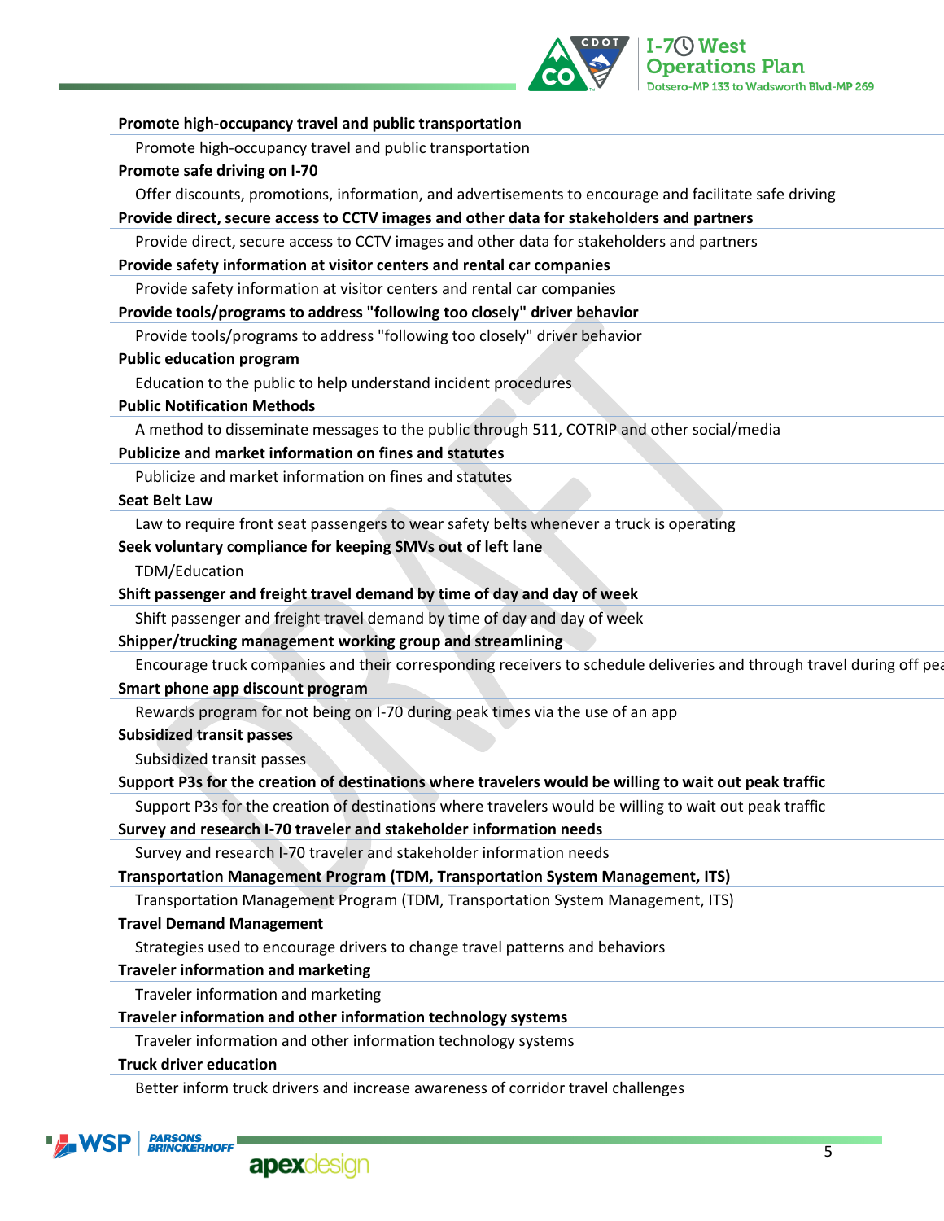**Promote high-occupancy travel and public transportation**

Promote high-occupancy travel and public transportation

**Promote safe driving on I-70**

Offer discounts, promotions, information, and advertisements to encourage and facilitate safe driving

**Provide direct, secure access to CCTV images and other data for stakeholders and partners**

Provide direct, secure access to CCTV images and other data for stakeholders and partners

**Provide safety information at visitor centers and rental car companies**

Provide safety information at visitor centers and rental car companies

**Provide tools/programs to address "following too closely" driver behavior**

Provide tools/programs to address "following too closely" driver behavior

**Public education program**

Education to the public to help understand incident procedures

**Public Notification Methods**

A method to disseminate messages to the public through 511, COTRIP and other social/media

**Publicize and market information on fines and statutes**

Publicize and market information on fines and statutes

**Seat Belt Law**

Law to require front seat passengers to wear safety belts whenever a truck is operating

**Seek voluntary compliance for keeping SMVs out of left lane**

TDM/Education

**Shift passenger and freight travel demand by time of day and day of week**

Shift passenger and freight travel demand by time of day and day of week

**Shipper/trucking management working group and streamlining**

Encourage truck companies and their corresponding receivers to schedule deliveries and through travel during off pea

**Smart phone app discount program**

Rewards program for not being on I-70 during peak times via the use of an app

**Subsidized transit passes**

Subsidized transit passes

**Support P3s for the creation of destinations where travelers would be willing to wait out peak traffic**

Support P3s for the creation of destinations where travelers would be willing to wait out peak traffic

**Survey and research I-70 traveler and stakeholder information needs**

Survey and research I-70 traveler and stakeholder information needs

**Transportation Management Program (TDM, Transportation System Management, ITS)**

Transportation Management Program (TDM, Transportation System Management, ITS)

**Travel Demand Management**

Strategies used to encourage drivers to change travel patterns and behaviors

**Traveler information and marketing**

Traveler information and marketing

**Traveler information and other information technology systems**

Traveler information and other information technology systems

**Truck driver education**

Better inform truck drivers and increase awareness of corridor travel challenges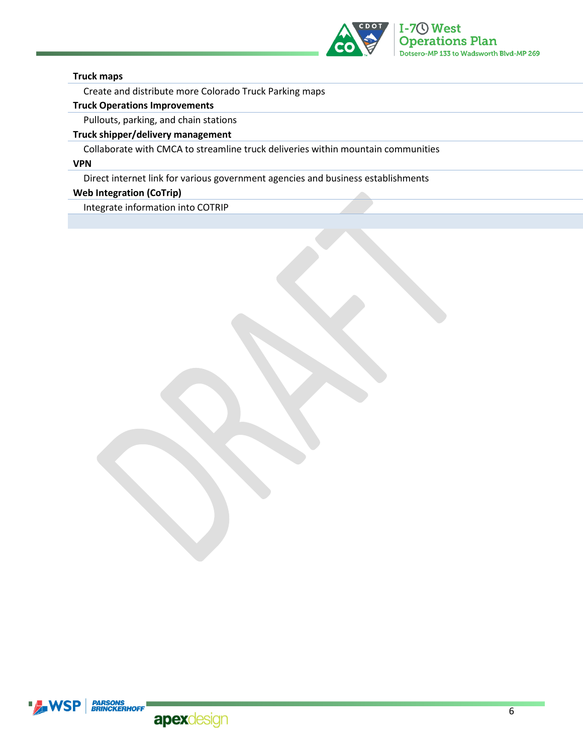**Truck maps**

Create and distribute more Colorado Truck Parking maps

**Truck Operations Improvements**

Pullouts, parking, and chain stations

**Truck shipper/delivery management**

Collaborate with CMCA to streamline truck deliveries within mountain communities

**VPN**

Direct internet link for various government agencies and business establishments

**Web Integration (CoTrip)**

Integrate information into COTRIP